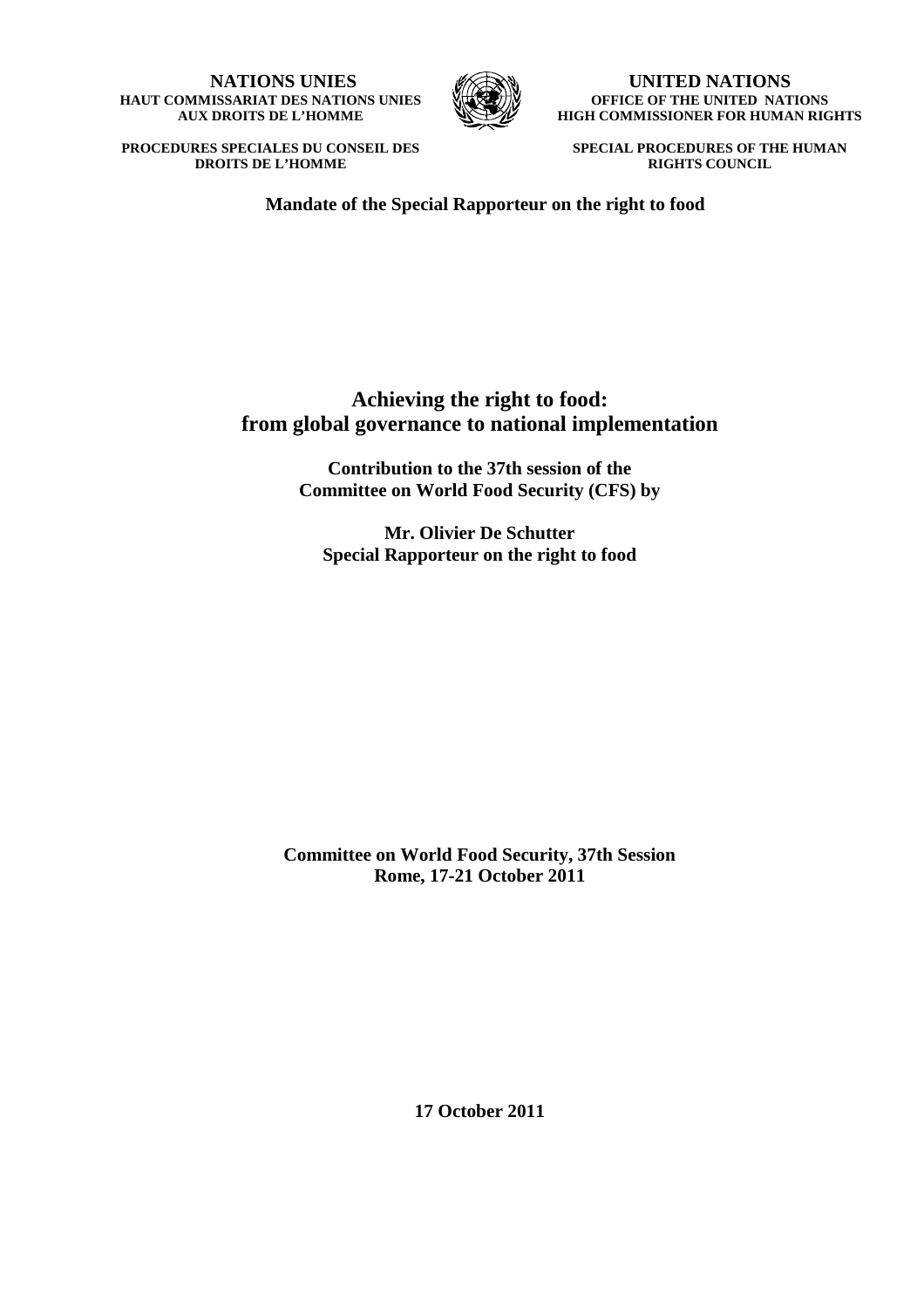**NATIONS UNIES**
**HAUT COMMISSARIAT DES NATIONS UNIES AUX DROITS DE L'HOMME**

**UNITED NATIONS**
**OFFICE OF THE UNITED NATIONS HIGH COMMISSIONER FOR HUMAN RIGHTS**

**PROCEDURES SPECIALES DU CONSEIL DES DROITS DE L'HOMME**

**SPECIAL PROCEDURES OF THE HUMAN RIGHTS COUNCIL**

**Mandate of the Special Rapporteur on the right to food**

# Achieving the right to food: from global governance to national implementation

**Contribution to the 37th session of the Committee on World Food Security (CFS) by**

**Mr. Olivier De Schutter**
**Special Rapporteur on the right to food**

**Committee on World Food Security, 37th Session**
**Rome, 17-21 October 2011**

**17 October 2011**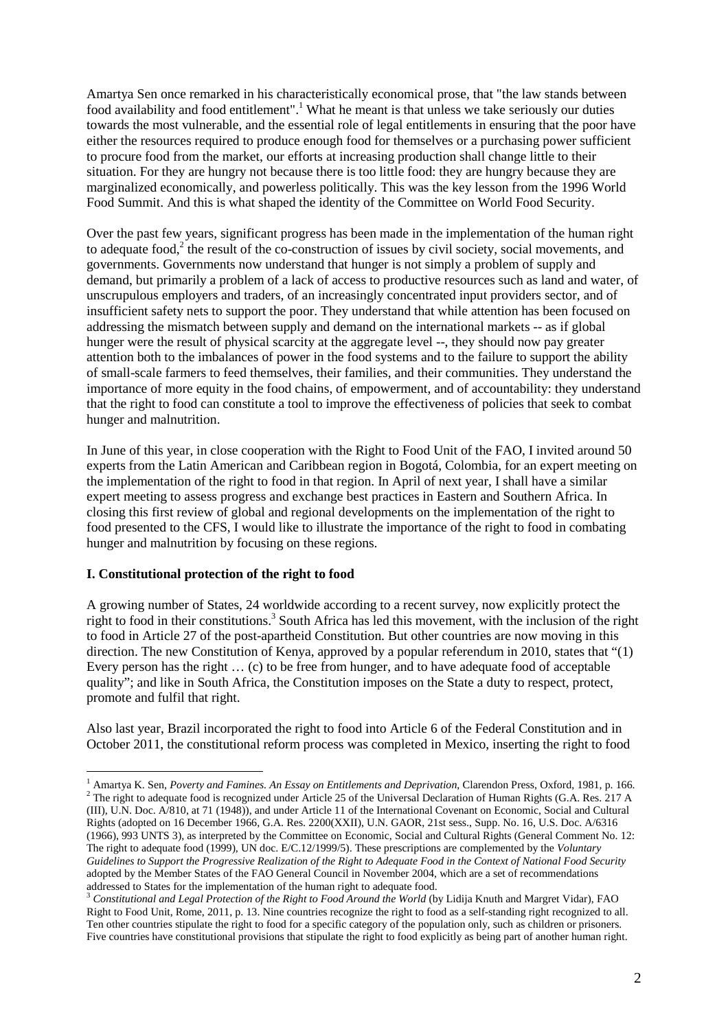Amartya Sen once remarked in his characteristically economical prose, that "the law stands between food availability and food entitlement".[1] What he meant is that unless we take seriously our duties towards the most vulnerable, and the essential role of legal entitlements in ensuring that the poor have either the resources required to produce enough food for themselves or a purchasing power sufficient to procure food from the market, our efforts at increasing production shall change little to their situation. For they are hungry not because there is too little food: they are hungry because they are marginalized economically, and powerless politically. This was the key lesson from the 1996 World Food Summit. And this is what shaped the identity of the Committee on World Food Security.

Over the past few years, significant progress has been made in the implementation of the human right to adequate food,[2] the result of the co-construction of issues by civil society, social movements, and governments. Governments now understand that hunger is not simply a problem of supply and demand, but primarily a problem of a lack of access to productive resources such as land and water, of unscrupulous employers and traders, of an increasingly concentrated input providers sector, and of insufficient safety nets to support the poor. They understand that while attention has been focused on addressing the mismatch between supply and demand on the international markets -- as if global hunger were the result of physical scarcity at the aggregate level --, they should now pay greater attention both to the imbalances of power in the food systems and to the failure to support the ability of small-scale farmers to feed themselves, their families, and their communities. They understand the importance of more equity in the food chains, of empowerment, and of accountability: they understand that the right to food can constitute a tool to improve the effectiveness of policies that seek to combat hunger and malnutrition.

In June of this year, in close cooperation with the Right to Food Unit of the FAO, I invited around 50 experts from the Latin American and Caribbean region in Bogotá, Colombia, for an expert meeting on the implementation of the right to food in that region. In April of next year, I shall have a similar expert meeting to assess progress and exchange best practices in Eastern and Southern Africa. In closing this first review of global and regional developments on the implementation of the right to food presented to the CFS, I would like to illustrate the importance of the right to food in combating hunger and malnutrition by focusing on these regions.

## I. Constitutional protection of the right to food

A growing number of States, 24 worldwide according to a recent survey, now explicitly protect the right to food in their constitutions.[3] South Africa has led this movement, with the inclusion of the right to food in Article 27 of the post-apartheid Constitution. But other countries are now moving in this direction. The new Constitution of Kenya, approved by a popular referendum in 2010, states that "(1) Every person has the right … (c) to be free from hunger, and to have adequate food of acceptable quality"; and like in South Africa, the Constitution imposes on the State a duty to respect, protect, promote and fulfil that right.

Also last year, Brazil incorporated the right to food into Article 6 of the Federal Constitution and in October 2011, the constitutional reform process was completed in Mexico, inserting the right to food

---

[1] Amartya K. Sen, *Poverty and Famines. An Essay on Entitlements and Deprivation*, Clarendon Press, Oxford, 1981, p. 166.

[2] The right to adequate food is recognized under Article 25 of the Universal Declaration of Human Rights (G.A. Res. 217 A (III), U.N. Doc. A/810, at 71 (1948)), and under Article 11 of the International Covenant on Economic, Social and Cultural Rights (adopted on 16 December 1966, G.A. Res. 2200(XXII), U.N. GAOR, 21st sess., Supp. No. 16, U.S. Doc. A/6316 (1966), 993 UNTS 3), as interpreted by the Committee on Economic, Social and Cultural Rights (General Comment No. 12: The right to adequate food (1999), UN doc. E/C.12/1999/5). These prescriptions are complemented by the *Voluntary Guidelines to Support the Progressive Realization of the Right to Adequate Food in the Context of National Food Security* adopted by the Member States of the FAO General Council in November 2004, which are a set of recommendations addressed to States for the implementation of the human right to adequate food.

[3] *Constitutional and Legal Protection of the Right to Food Around the World* (by Lidija Knuth and Margret Vidar), FAO Right to Food Unit, Rome, 2011, p. 13. Nine countries recognize the right to food as a self-standing right recognized to all. Ten other countries stipulate the right to food for a specific category of the population only, such as children or prisoners. Five countries have constitutional provisions that stipulate the right to food explicitly as being part of another human right.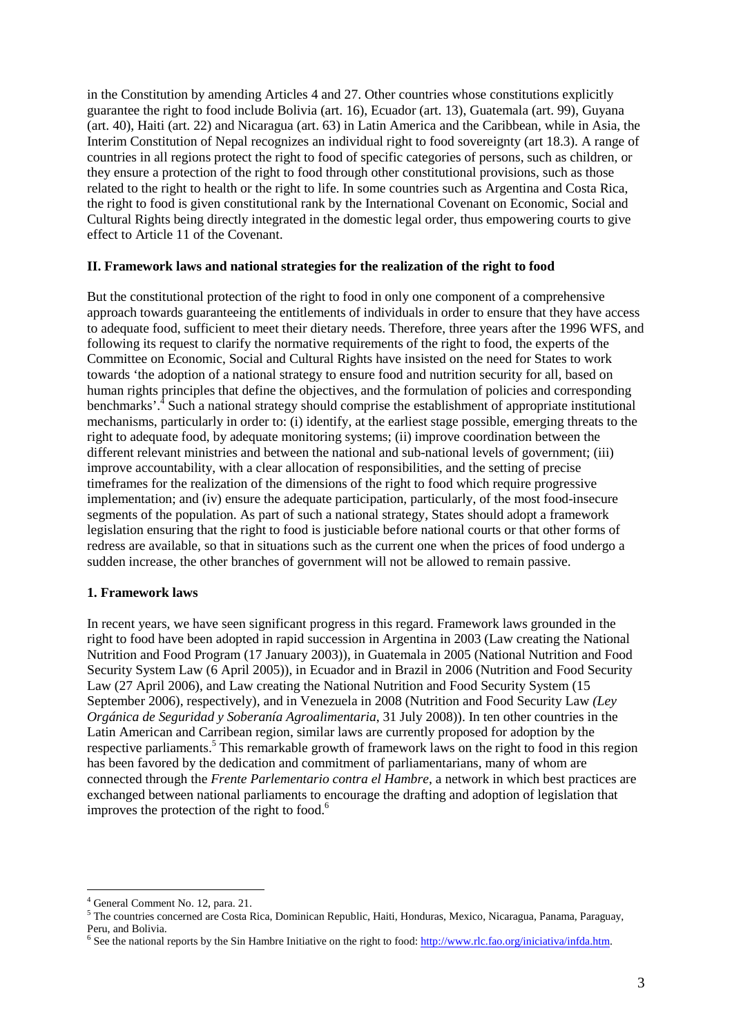in the Constitution by amending Articles 4 and 27. Other countries whose constitutions explicitly guarantee the right to food include Bolivia (art. 16), Ecuador (art. 13), Guatemala (art. 99), Guyana (art. 40), Haiti (art. 22) and Nicaragua (art. 63) in Latin America and the Caribbean, while in Asia, the Interim Constitution of Nepal recognizes an individual right to food sovereignty (art 18.3). A range of countries in all regions protect the right to food of specific categories of persons, such as children, or they ensure a protection of the right to food through other constitutional provisions, such as those related to the right to health or the right to life. In some countries such as Argentina and Costa Rica, the right to food is given constitutional rank by the International Covenant on Economic, Social and Cultural Rights being directly integrated in the domestic legal order, thus empowering courts to give effect to Article 11 of the Covenant.

### II. Framework laws and national strategies for the realization of the right to food

But the constitutional protection of the right to food in only one component of a comprehensive approach towards guaranteeing the entitlements of individuals in order to ensure that they have access to adequate food, sufficient to meet their dietary needs. Therefore, three years after the 1996 WFS, and following its request to clarify the normative requirements of the right to food, the experts of the Committee on Economic, Social and Cultural Rights have insisted on the need for States to work towards 'the adoption of a national strategy to ensure food and nutrition security for all, based on human rights principles that define the objectives, and the formulation of policies and corresponding benchmarks'.[4] Such a national strategy should comprise the establishment of appropriate institutional mechanisms, particularly in order to: (i) identify, at the earliest stage possible, emerging threats to the right to adequate food, by adequate monitoring systems; (ii) improve coordination between the different relevant ministries and between the national and sub-national levels of government; (iii) improve accountability, with a clear allocation of responsibilities, and the setting of precise timeframes for the realization of the dimensions of the right to food which require progressive implementation; and (iv) ensure the adequate participation, particularly, of the most food-insecure segments of the population. As part of such a national strategy, States should adopt a framework legislation ensuring that the right to food is justiciable before national courts or that other forms of redress are available, so that in situations such as the current one when the prices of food undergo a sudden increase, the other branches of government will not be allowed to remain passive.

#### 1. Framework laws

In recent years, we have seen significant progress in this regard. Framework laws grounded in the right to food have been adopted in rapid succession in Argentina in 2003 (Law creating the National Nutrition and Food Program (17 January 2003)), in Guatemala in 2005 (National Nutrition and Food Security System Law (6 April 2005)), in Ecuador and in Brazil in 2006 (Nutrition and Food Security Law (27 April 2006), and Law creating the National Nutrition and Food Security System (15 September 2006), respectively), and in Venezuela in 2008 (Nutrition and Food Security Law *(Ley Orgánica de Seguridad y Soberanía Agroalimentaria*, 31 July 2008)). In ten other countries in the Latin American and Carribean region, similar laws are currently proposed for adoption by the respective parliaments.[5] This remarkable growth of framework laws on the right to food in this region has been favored by the dedication and commitment of parliamentarians, many of whom are connected through the *Frente Parlementario contra el Hambre*, a network in which best practices are exchanged between national parliaments to encourage the drafting and adoption of legislation that improves the protection of the right to food.[6]

---

[4] General Comment No. 12, para. 21.

[5] The countries concerned are Costa Rica, Dominican Republic, Haiti, Honduras, Mexico, Nicaragua, Panama, Paraguay, Peru, and Bolivia.

[6] See the national reports by the Sin Hambre Initiative on the right to food: http://www.rlc.fao.org/iniciativa/infda.htm.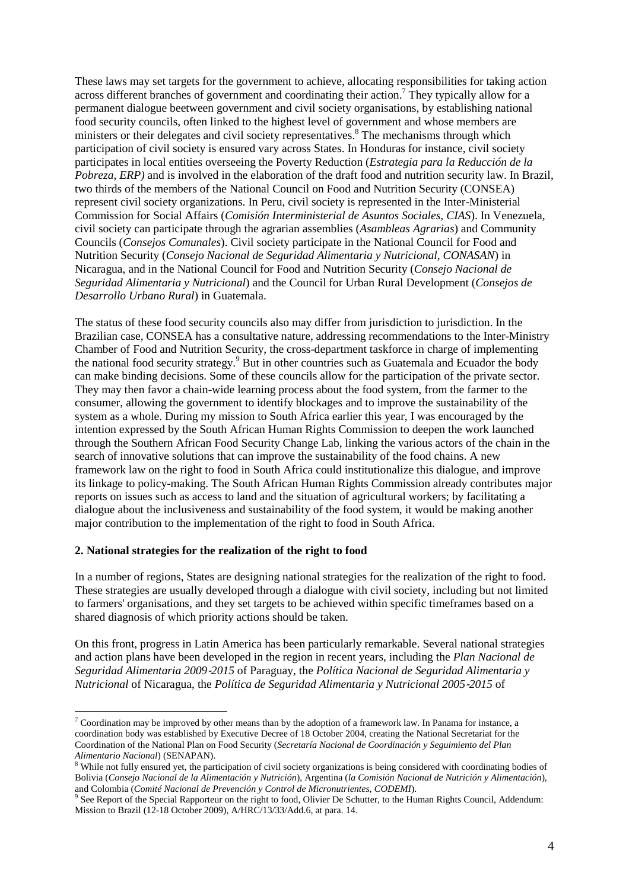These laws may set targets for the government to achieve, allocating responsibilities for taking action across different branches of government and coordinating their action.[7] They typically allow for a permanent dialogue beetween government and civil society organisations, by establishing national food security councils, often linked to the highest level of government and whose members are ministers or their delegates and civil society representatives.[8] The mechanisms through which participation of civil society is ensured vary across States. In Honduras for instance, civil society participates in local entities overseeing the Poverty Reduction (*Estrategia para la Reducción de la Pobreza, ERP)* and is involved in the elaboration of the draft food and nutrition security law. In Brazil, two thirds of the members of the National Council on Food and Nutrition Security (CONSEA) represent civil society organizations. In Peru, civil society is represented in the Inter-Ministerial Commission for Social Affairs (*Comisión Interministerial de Asuntos Sociales, CIAS*). In Venezuela, civil society can participate through the agrarian assemblies (*Asambleas Agrarias*) and Community Councils (*Consejos Comunales*). Civil society participate in the National Council for Food and Nutrition Security (*Consejo Nacional de Seguridad Alimentaria y Nutricional, CONASAN*) in Nicaragua, and in the National Council for Food and Nutrition Security (*Consejo Nacional de Seguridad Alimentaria y Nutricional*) and the Council for Urban Rural Development (*Consejos de Desarrollo Urbano Rural*) in Guatemala.

The status of these food security councils also may differ from jurisdiction to jurisdiction. In the Brazilian case, CONSEA has a consultative nature, addressing recommendations to the Inter-Ministry Chamber of Food and Nutrition Security, the cross-department taskforce in charge of implementing the national food security strategy.[9] But in other countries such as Guatemala and Ecuador the body can make binding decisions. Some of these councils allow for the participation of the private sector. They may then favor a chain-wide learning process about the food system, from the farmer to the consumer, allowing the government to identify blockages and to improve the sustainability of the system as a whole. During my mission to South Africa earlier this year, I was encouraged by the intention expressed by the South African Human Rights Commission to deepen the work launched through the Southern African Food Security Change Lab, linking the various actors of the chain in the search of innovative solutions that can improve the sustainability of the food chains. A new framework law on the right to food in South Africa could institutionalize this dialogue, and improve its linkage to policy-making. The South African Human Rights Commission already contributes major reports on issues such as access to land and the situation of agricultural workers; by facilitating a dialogue about the inclusiveness and sustainability of the food system, it would be making another major contribution to the implementation of the right to food in South Africa.

**2. National strategies for the realization of the right to food**

In a number of regions, States are designing national strategies for the realization of the right to food. These strategies are usually developed through a dialogue with civil society, including but not limited to farmers' organisations, and they set targets to be achieved within specific timeframes based on a shared diagnosis of which priority actions should be taken.

On this front, progress in Latin America has been particularly remarkable. Several national strategies and action plans have been developed in the region in recent years, including the *Plan Nacional de Seguridad Alimentaria 2009-2015* of Paraguay, the *Política Nacional de Seguridad Alimentaria y Nutricional* of Nicaragua, the *Política de Seguridad Alimentaria y Nutricional 2005-2015* of

---

[7] Coordination may be improved by other means than by the adoption of a framework law. In Panama for instance, a coordination body was established by Executive Decree of 18 October 2004, creating the National Secretariat for the Coordination of the National Plan on Food Security (*Secretaría Nacional de Coordinación y Seguimiento del Plan Alimentario Nacional*) (SENAPAN).

[8] While not fully ensured yet, the participation of civil society organizations is being considered with coordinating bodies of Bolivia (*Consejo Nacional de la Alimentación y Nutrición*), Argentina (*la Comisión Nacional de Nutrición y Alimentación*), and Colombia (*Comité Nacional de Prevención y Control de Micronutrientes, CODEMI*).

[9] See Report of the Special Rapporteur on the right to food, Olivier De Schutter, to the Human Rights Council, Addendum: Mission to Brazil (12-18 October 2009), A/HRC/13/33/Add.6, at para. 14.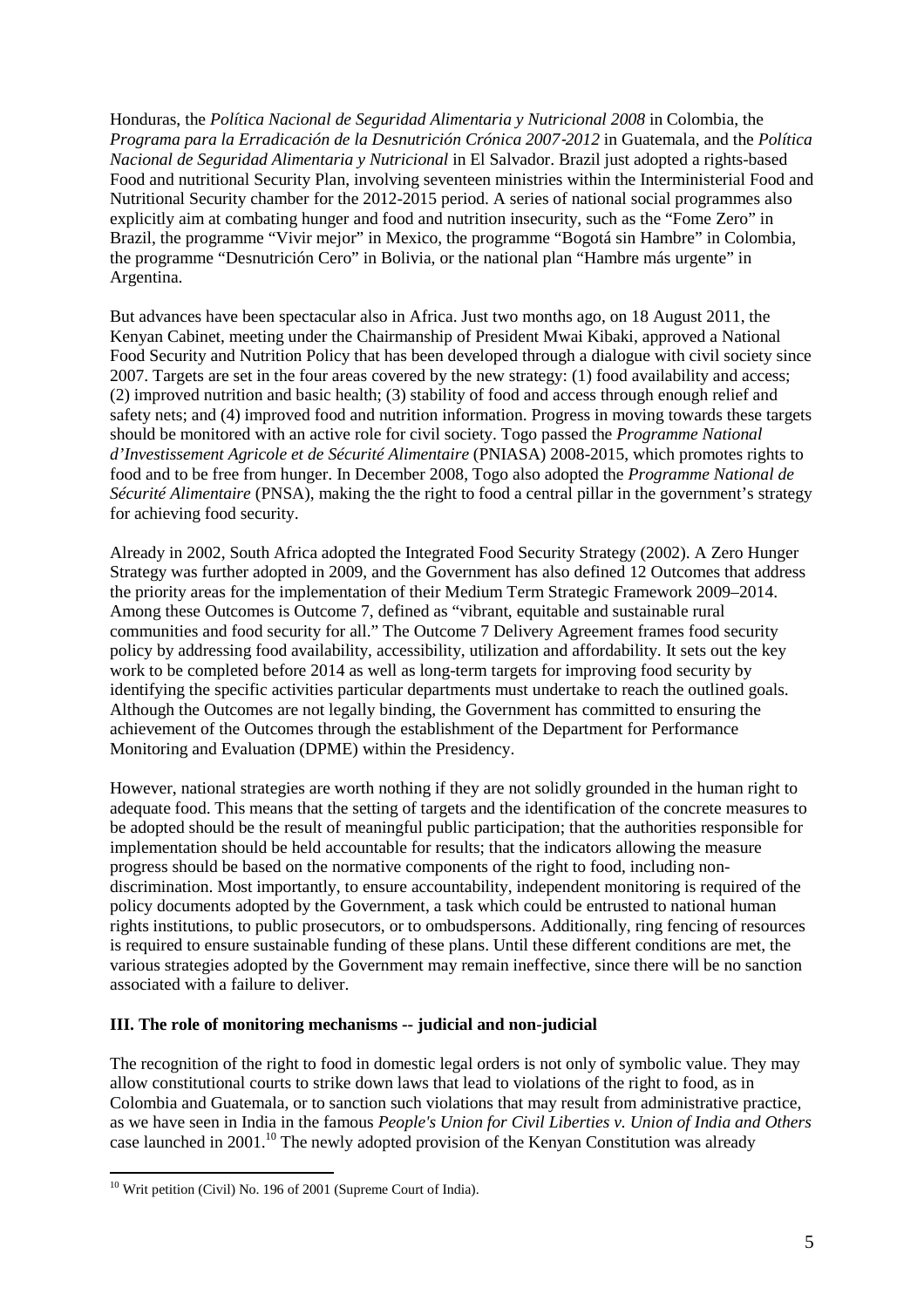Honduras, the *Política Nacional de Seguridad Alimentaria y Nutricional 2008* in Colombia, the *Programa para la Erradicación de la Desnutrición Crónica 2007-2012* in Guatemala, and the *Política Nacional de Seguridad Alimentaria y Nutricional* in El Salvador. Brazil just adopted a rights-based Food and nutritional Security Plan, involving seventeen ministries within the Interministerial Food and Nutritional Security chamber for the 2012-2015 period. A series of national social programmes also explicitly aim at combating hunger and food and nutrition insecurity, such as the "Fome Zero" in Brazil, the programme "Vivir mejor" in Mexico, the programme "Bogotá sin Hambre" in Colombia, the programme "Desnutrición Cero" in Bolivia, or the national plan "Hambre más urgente" in Argentina.

But advances have been spectacular also in Africa. Just two months ago, on 18 August 2011, the Kenyan Cabinet, meeting under the Chairmanship of President Mwai Kibaki, approved a National Food Security and Nutrition Policy that has been developed through a dialogue with civil society since 2007. Targets are set in the four areas covered by the new strategy: (1) food availability and access; (2) improved nutrition and basic health; (3) stability of food and access through enough relief and safety nets; and (4) improved food and nutrition information. Progress in moving towards these targets should be monitored with an active role for civil society. Togo passed the *Programme National d'Investissement Agricole et de Sécurité Alimentaire* (PNIASA) 2008-2015, which promotes rights to food and to be free from hunger. In December 2008, Togo also adopted the *Programme National de Sécurité Alimentaire* (PNSA), making the the right to food a central pillar in the government's strategy for achieving food security.

Already in 2002, South Africa adopted the Integrated Food Security Strategy (2002). A Zero Hunger Strategy was further adopted in 2009, and the Government has also defined 12 Outcomes that address the priority areas for the implementation of their Medium Term Strategic Framework 2009–2014. Among these Outcomes is Outcome 7, defined as "vibrant, equitable and sustainable rural communities and food security for all." The Outcome 7 Delivery Agreement frames food security policy by addressing food availability, accessibility, utilization and affordability. It sets out the key work to be completed before 2014 as well as long-term targets for improving food security by identifying the specific activities particular departments must undertake to reach the outlined goals. Although the Outcomes are not legally binding, the Government has committed to ensuring the achievement of the Outcomes through the establishment of the Department for Performance Monitoring and Evaluation (DPME) within the Presidency.

However, national strategies are worth nothing if they are not solidly grounded in the human right to adequate food. This means that the setting of targets and the identification of the concrete measures to be adopted should be the result of meaningful public participation; that the authorities responsible for implementation should be held accountable for results; that the indicators allowing the measure progress should be based on the normative components of the right to food, including non-discrimination. Most importantly, to ensure accountability, independent monitoring is required of the policy documents adopted by the Government, a task which could be entrusted to national human rights institutions, to public prosecutors, or to ombudspersons. Additionally, ring fencing of resources is required to ensure sustainable funding of these plans. Until these different conditions are met, the various strategies adopted by the Government may remain ineffective, since there will be no sanction associated with a failure to deliver.

### III. The role of monitoring mechanisms -- judicial and non-judicial

The recognition of the right to food in domestic legal orders is not only of symbolic value. They may allow constitutional courts to strike down laws that lead to violations of the right to food, as in Colombia and Guatemala, or to sanction such violations that may result from administrative practice, as we have seen in India in the famous *People's Union for Civil Liberties v. Union of India and Others* case launched in 2001.[10] The newly adopted provision of the Kenyan Constitution was already

---

[10] Writ petition (Civil) No. 196 of 2001 (Supreme Court of India).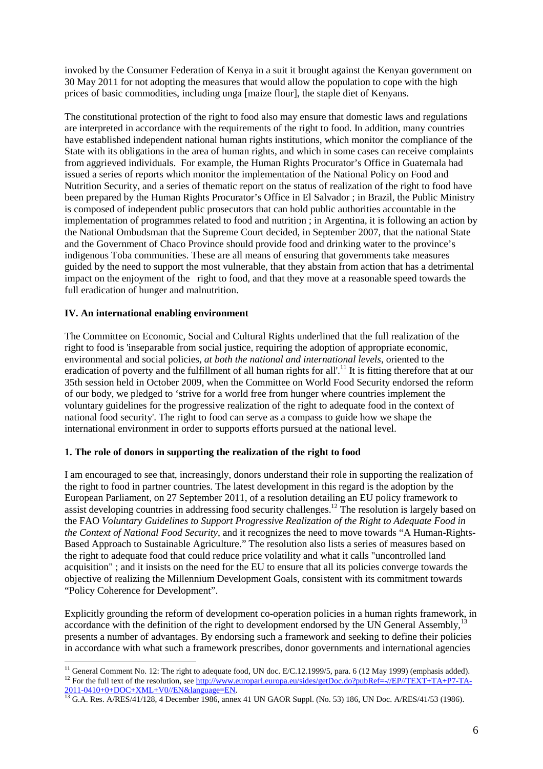invoked by the Consumer Federation of Kenya in a suit it brought against the Kenyan government on 30 May 2011 for not adopting the measures that would allow the population to cope with the high prices of basic commodities, including unga [maize flour], the staple diet of Kenyans.

The constitutional protection of the right to food also may ensure that domestic laws and regulations are interpreted in accordance with the requirements of the right to food. In addition, many countries have established independent national human rights institutions, which monitor the compliance of the State with its obligations in the area of human rights, and which in some cases can receive complaints from aggrieved individuals. For example, the Human Rights Procurator's Office in Guatemala had issued a series of reports which monitor the implementation of the National Policy on Food and Nutrition Security, and a series of thematic report on the status of realization of the right to food have been prepared by the Human Rights Procurator's Office in El Salvador ; in Brazil, the Public Ministry is composed of independent public prosecutors that can hold public authorities accountable in the implementation of programmes related to food and nutrition ; in Argentina, it is following an action by the National Ombudsman that the Supreme Court decided, in September 2007, that the national State and the Government of Chaco Province should provide food and drinking water to the province's indigenous Toba communities. These are all means of ensuring that governments take measures guided by the need to support the most vulnerable, that they abstain from action that has a detrimental impact on the enjoyment of the right to food, and that they move at a reasonable speed towards the full eradication of hunger and malnutrition.

## IV. An international enabling environment

The Committee on Economic, Social and Cultural Rights underlined that the full realization of the right to food is 'inseparable from social justice, requiring the adoption of appropriate economic, environmental and social policies, *at both the national and international levels*, oriented to the eradication of poverty and the fulfillment of all human rights for all'.[11] It is fitting therefore that at our 35th session held in October 2009, when the Committee on World Food Security endorsed the reform of our body, we pledged to 'strive for a world free from hunger where countries implement the voluntary guidelines for the progressive realization of the right to adequate food in the context of national food security'. The right to food can serve as a compass to guide how we shape the international environment in order to supports efforts pursued at the national level.

### 1. The role of donors in supporting the realization of the right to food

I am encouraged to see that, increasingly, donors understand their role in supporting the realization of the right to food in partner countries. The latest development in this regard is the adoption by the European Parliament, on 27 September 2011, of a resolution detailing an EU policy framework to assist developing countries in addressing food security challenges.[12] The resolution is largely based on the FAO *Voluntary Guidelines to Support Progressive Realization of the Right to Adequate Food in the Context of National Food Security*, and it recognizes the need to move towards "A Human-Rights-Based Approach to Sustainable Agriculture." The resolution also lists a series of measures based on the right to adequate food that could reduce price volatility and what it calls "uncontrolled land acquisition" ; and it insists on the need for the EU to ensure that all its policies converge towards the objective of realizing the Millennium Development Goals, consistent with its commitment towards "Policy Coherence for Development".

Explicitly grounding the reform of development co-operation policies in a human rights framework, in accordance with the definition of the right to development endorsed by the UN General Assembly,[13] presents a number of advantages. By endorsing such a framework and seeking to define their policies in accordance with what such a framework prescribes, donor governments and international agencies

---

[11] General Comment No. 12: The right to adequate food, UN doc. E/C.12.1999/5, para. 6 (12 May 1999) (emphasis added).

[12] For the full text of the resolution, see http://www.europarl.europa.eu/sides/getDoc.do?pubRef=-//EP//TEXT+TA+P7-TA-2011-0410+0+DOC+XML+V0//EN&language=EN.

[13] G.A. Res. A/RES/41/128, 4 December 1986, annex 41 UN GAOR Suppl. (No. 53) 186, UN Doc. A/RES/41/53 (1986).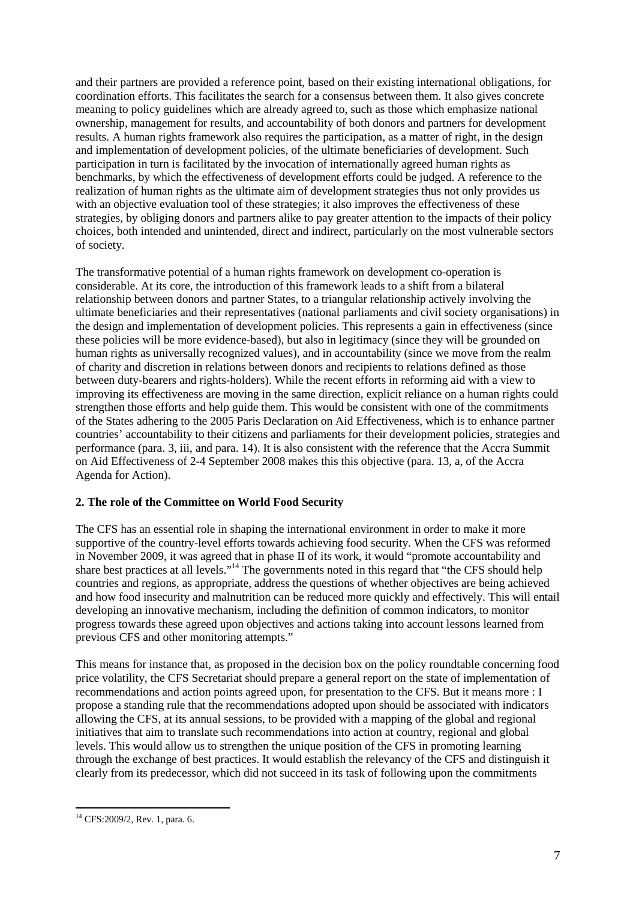and their partners are provided a reference point, based on their existing international obligations, for coordination efforts. This facilitates the search for a consensus between them. It also gives concrete meaning to policy guidelines which are already agreed to, such as those which emphasize national ownership, management for results, and accountability of both donors and partners for development results. A human rights framework also requires the participation, as a matter of right, in the design and implementation of development policies, of the ultimate beneficiaries of development. Such participation in turn is facilitated by the invocation of internationally agreed human rights as benchmarks, by which the effectiveness of development efforts could be judged. A reference to the realization of human rights as the ultimate aim of development strategies thus not only provides us with an objective evaluation tool of these strategies; it also improves the effectiveness of these strategies, by obliging donors and partners alike to pay greater attention to the impacts of their policy choices, both intended and unintended, direct and indirect, particularly on the most vulnerable sectors of society.

The transformative potential of a human rights framework on development co-operation is considerable. At its core, the introduction of this framework leads to a shift from a bilateral relationship between donors and partner States, to a triangular relationship actively involving the ultimate beneficiaries and their representatives (national parliaments and civil society organisations) in the design and implementation of development policies. This represents a gain in effectiveness (since these policies will be more evidence-based), but also in legitimacy (since they will be grounded on human rights as universally recognized values), and in accountability (since we move from the realm of charity and discretion in relations between donors and recipients to relations defined as those between duty-bearers and rights-holders). While the recent efforts in reforming aid with a view to improving its effectiveness are moving in the same direction, explicit reliance on a human rights could strengthen those efforts and help guide them. This would be consistent with one of the commitments of the States adhering to the 2005 Paris Declaration on Aid Effectiveness, which is to enhance partner countries' accountability to their citizens and parliaments for their development policies, strategies and performance (para. 3, iii, and para. 14). It is also consistent with the reference that the Accra Summit on Aid Effectiveness of 2-4 September 2008 makes this this objective (para. 13, a, of the Accra Agenda for Action).

**2. The role of the Committee on World Food Security**

The CFS has an essential role in shaping the international environment in order to make it more supportive of the country-level efforts towards achieving food security. When the CFS was reformed in November 2009, it was agreed that in phase II of its work, it would "promote accountability and share best practices at all levels."[14] The governments noted in this regard that "the CFS should help countries and regions, as appropriate, address the questions of whether objectives are being achieved and how food insecurity and malnutrition can be reduced more quickly and effectively. This will entail developing an innovative mechanism, including the definition of common indicators, to monitor progress towards these agreed upon objectives and actions taking into account lessons learned from previous CFS and other monitoring attempts."

This means for instance that, as proposed in the decision box on the policy roundtable concerning food price volatility, the CFS Secretariat should prepare a general report on the state of implementation of recommendations and action points agreed upon, for presentation to the CFS. But it means more : I propose a standing rule that the recommendations adopted upon should be associated with indicators allowing the CFS, at its annual sessions, to be provided with a mapping of the global and regional initiatives that aim to translate such recommendations into action at country, regional and global levels. This would allow us to strengthen the unique position of the CFS in promoting learning through the exchange of best practices. It would establish the relevancy of the CFS and distinguish it clearly from its predecessor, which did not succeed in its task of following upon the commitments

[14] CFS:2009/2, Rev. 1, para. 6.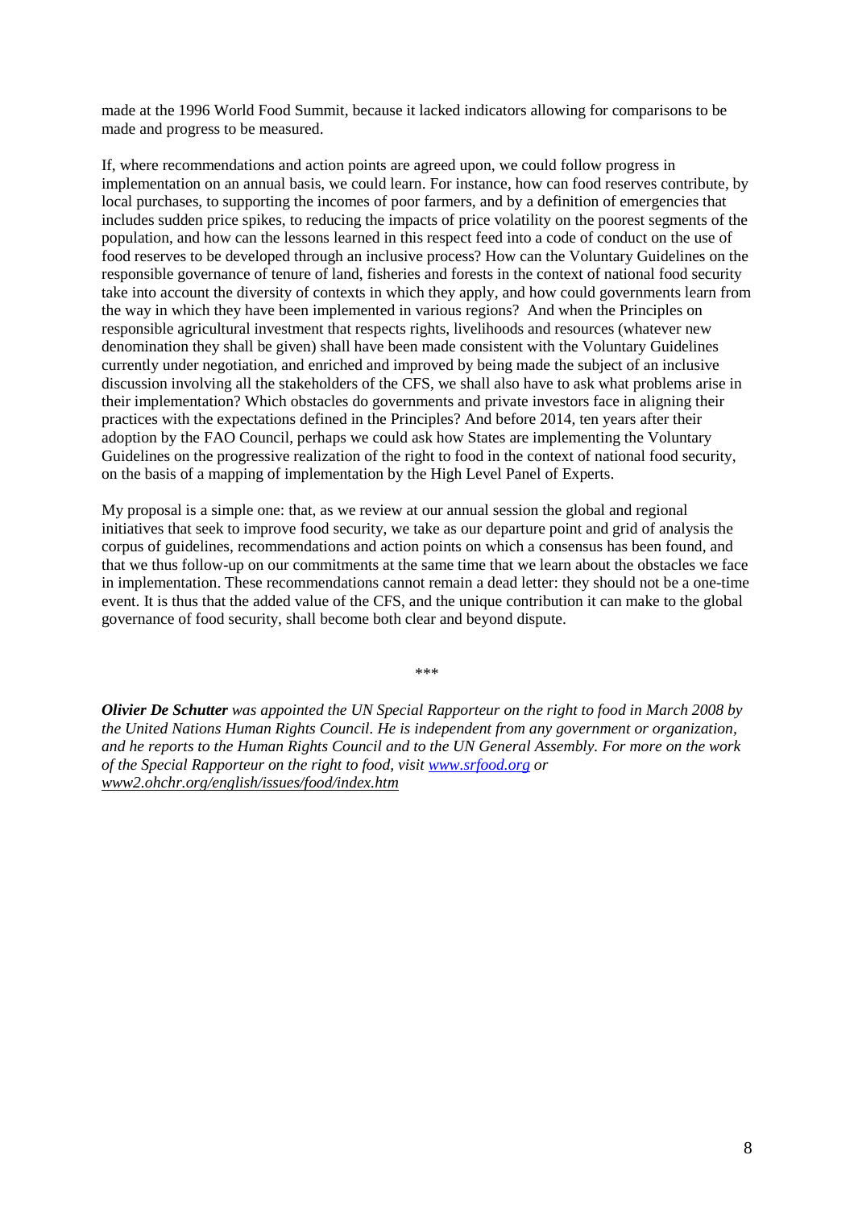made at the 1996 World Food Summit, because it lacked indicators allowing for comparisons to be made and progress to be measured.

If, where recommendations and action points are agreed upon, we could follow progress in implementation on an annual basis, we could learn. For instance, how can food reserves contribute, by local purchases, to supporting the incomes of poor farmers, and by a definition of emergencies that includes sudden price spikes, to reducing the impacts of price volatility on the poorest segments of the population, and how can the lessons learned in this respect feed into a code of conduct on the use of food reserves to be developed through an inclusive process? How can the Voluntary Guidelines on the responsible governance of tenure of land, fisheries and forests in the context of national food security take into account the diversity of contexts in which they apply, and how could governments learn from the way in which they have been implemented in various regions? And when the Principles on responsible agricultural investment that respects rights, livelihoods and resources (whatever new denomination they shall be given) shall have been made consistent with the Voluntary Guidelines currently under negotiation, and enriched and improved by being made the subject of an inclusive discussion involving all the stakeholders of the CFS, we shall also have to ask what problems arise in their implementation? Which obstacles do governments and private investors face in aligning their practices with the expectations defined in the Principles? And before 2014, ten years after their adoption by the FAO Council, perhaps we could ask how States are implementing the Voluntary Guidelines on the progressive realization of the right to food in the context of national food security, on the basis of a mapping of implementation by the High Level Panel of Experts.

My proposal is a simple one: that, as we review at our annual session the global and regional initiatives that seek to improve food security, we take as our departure point and grid of analysis the corpus of guidelines, recommendations and action points on which a consensus has been found, and that we thus follow-up on our commitments at the same time that we learn about the obstacles we face in implementation. These recommendations cannot remain a dead letter: they should not be a one-time event. It is thus that the added value of the CFS, and the unique contribution it can make to the global governance of food security, shall become both clear and beyond dispute.

\*\*\*

***Olivier De Schutter*** *was appointed the UN Special Rapporteur on the right to food in March 2008 by the United Nations Human Rights Council. He is independent from any government or organization, and he reports to the Human Rights Council and to the UN General Assembly. For more on the work of the Special Rapporteur on the right to food, visit [www.srfood.org](http://www.srfood.org) or www2.ohchr.org/english/issues/food/index.htm*